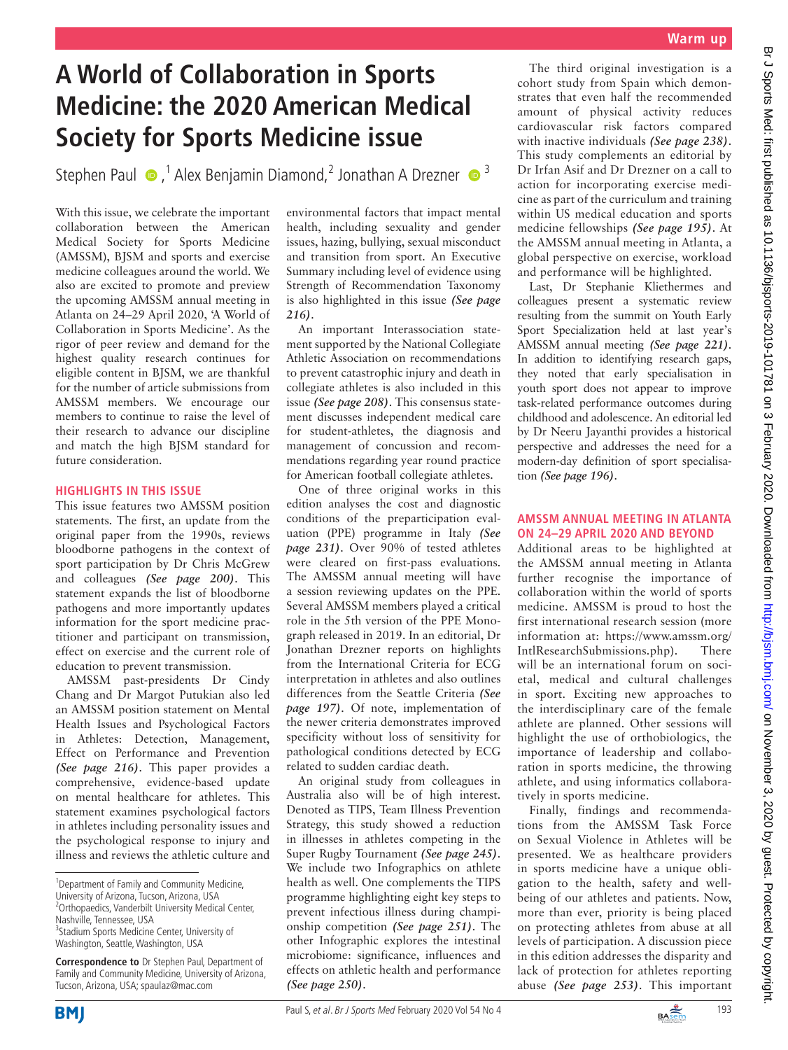# A World of Collaboration in Sports Medicine: the 2020 American Medical Society for Sports Medicine issue

Stephen Paul[1], Alex Benjamin Diamond[2], Jonathan A Drezner[3]

With this issue, we celebrate the important collaboration between the American Medical Society for Sports Medicine (AMSSM), BJSM and sports and exercise medicine colleagues around the world. We also are excited to promote and preview the upcoming AMSSM annual meeting in Atlanta on 24–29 April 2020, 'A World of Collaboration in Sports Medicine'. As the rigor of peer review and demand for the highest quality research continues for eligible content in BJSM, we are thankful for the number of article submissions from AMSSM members. We encourage our members to continue to raise the level of their research to advance our discipline and match the high BJSM standard for future consideration.

## HIGHLIGHTS IN THIS ISSUE

This issue features two AMSSM position statements. The first, an update from the original paper from the 1990s, reviews bloodborne pathogens in the context of sport participation by Dr Chris McGrew and colleagues *(See page 200)*. This statement expands the list of bloodborne pathogens and more importantly updates information for the sport medicine practitioner and participant on transmission, effect on exercise and the current role of education to prevent transmission.

AMSSM past-presidents Dr Cindy Chang and Dr Margot Putukian also led an AMSSM position statement on Mental Health Issues and Psychological Factors in Athletes: Detection, Management, Effect on Performance and Prevention *(See page 216)*. This paper provides a comprehensive, evidence-based update on mental healthcare for athletes. This statement examines psychological factors in athletes including personality issues and the psychological response to injury and illness and reviews the athletic culture and environmental factors that impact mental health, including sexuality and gender issues, hazing, bullying, sexual misconduct and transition from sport. An Executive Summary including level of evidence using Strength of Recommendation Taxonomy is also highlighted in this issue *(See page 216)*.

An important Interassociation statement supported by the National Collegiate Athletic Association on recommendations to prevent catastrophic injury and death in collegiate athletes is also included in this issue *(See page 208)*. This consensus statement discusses independent medical care for student-athletes, the diagnosis and management of concussion and recommendations regarding year round practice for American football collegiate athletes.

One of three original works in this edition analyses the cost and diagnostic conditions of the preparticipation evaluation (PPE) programme in Italy *(See page 231)*. Over 90% of tested athletes were cleared on first-pass evaluations. The AMSSM annual meeting will have a session reviewing updates on the PPE. Several AMSSM members played a critical role in the 5th version of the PPE Monograph released in 2019. In an editorial, Dr Jonathan Drezner reports on highlights from the International Criteria for ECG interpretation in athletes and also outlines differences from the Seattle Criteria *(See page 197)*. Of note, implementation of the newer criteria demonstrates improved specificity without loss of sensitivity for pathological conditions detected by ECG related to sudden cardiac death.

An original study from colleagues in Australia also will be of high interest. Denoted as TIPS, Team Illness Prevention Strategy, this study showed a reduction in illnesses in athletes competing in the Super Rugby Tournament *(See page 245)*. We include two Infographics on athlete health as well. One complements the TIPS programme highlighting eight key steps to prevent infectious illness during championship competition *(See page 251)*. The other Infographic explores the intestinal microbiome: significance, influences and effects on athletic health and performance *(See page 250)*.

The third original investigation is a cohort study from Spain which demonstrates that even half the recommended amount of physical activity reduces cardiovascular risk factors compared with inactive individuals *(See page 238)*. This study complements an editorial by Dr Irfan Asif and Dr Drezner on a call to action for incorporating exercise medicine as part of the curriculum and training within US medical education and sports medicine fellowships *(See page 195)*. At the AMSSM annual meeting in Atlanta, a global perspective on exercise, workload and performance will be highlighted.

Last, Dr Stephanie Kliethermes and colleagues present a systematic review resulting from the summit on Youth Early Sport Specialization held at last year's AMSSM annual meeting *(See page 221)*. In addition to identifying research gaps, they noted that early specialisation in youth sport does not appear to improve task-related performance outcomes during childhood and adolescence. An editorial led by Dr Neeru Jayanthi provides a historical perspective and addresses the need for a modern-day definition of sport specialisation *(See page 196)*.

## AMSSM ANNUAL MEETING IN ATLANTA ON 24–29 APRIL 2020 AND BEYOND

Additional areas to be highlighted at the AMSSM annual meeting in Atlanta further recognise the importance of collaboration within the world of sports medicine. AMSSM is proud to host the first international research session (more information at: https://www.amssm.org/IntlResearchSubmissions.php). There will be an international forum on societal, medical and cultural challenges in sport. Exciting new approaches to the interdisciplinary care of the female athlete are planned. Other sessions will highlight the use of orthobiologics, the importance of leadership and collaboration in sports medicine, the throwing athlete, and using informatics collaboratively in sports medicine.

Finally, findings and recommendations from the AMSSM Task Force on Sexual Violence in Athletes will be presented. We as healthcare providers in sports medicine have a unique obligation to the health, safety and well-being of our athletes and patients. Now, more than ever, priority is being placed on protecting athletes from abuse at all levels of participation. A discussion piece in this edition addresses the disparity and lack of protection for athletes reporting abuse *(See page 253)*. This important

---

[1]Department of Family and Community Medicine, University of Arizona, Tucson, Arizona, USA
[2]Orthopaedics, Vanderbilt University Medical Center, Nashville, Tennessee, USA
[3]Stadium Sports Medicine Center, University of Washington, Seattle, Washington, USA

**Correspondence to** Dr Stephen Paul, Department of Family and Community Medicine, University of Arizona, Tucson, Arizona, USA; spaulaz@mac.com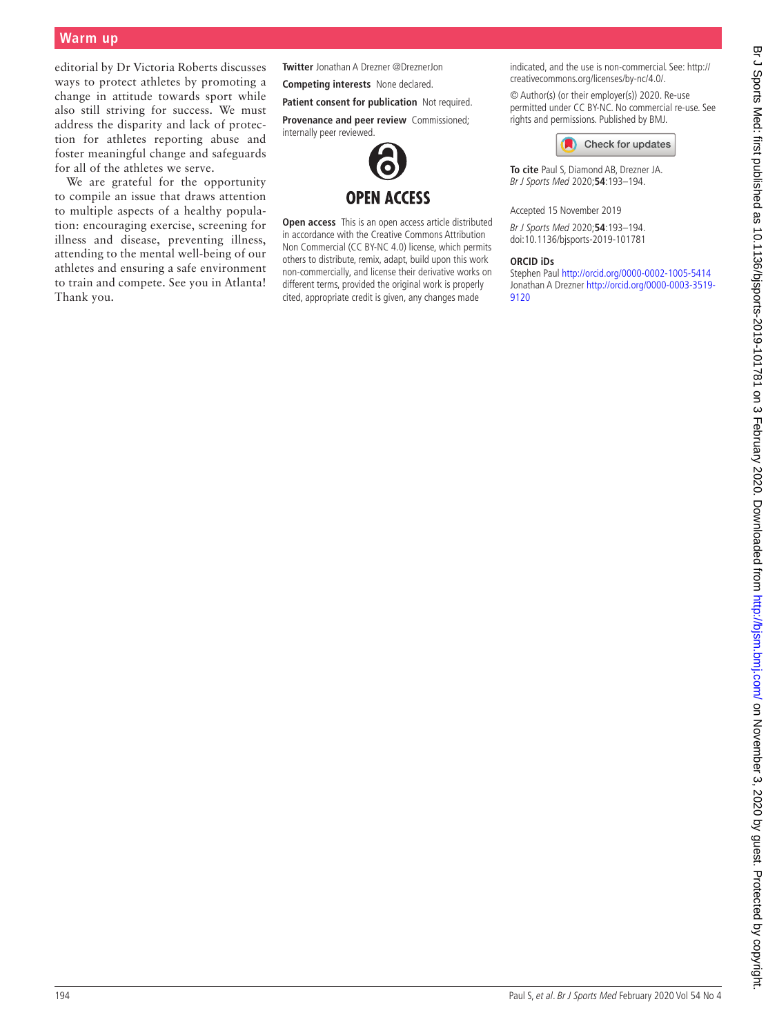editorial by Dr Victoria Roberts discusses ways to protect athletes by promoting a change in attitude towards sport while also still striving for success. We must address the disparity and lack of protection for athletes reporting abuse and foster meaningful change and safeguards for all of the athletes we serve.

We are grateful for the opportunity to compile an issue that draws attention to multiple aspects of a healthy population: encouraging exercise, screening for illness and disease, preventing illness, attending to the mental well-being of our athletes and ensuring a safe environment to train and compete. See you in Atlanta! Thank you.

**Twitter** Jonathan A Drezner @DreznerJon

**Competing interests** None declared.

**Patient consent for publication** Not required.

**Provenance and peer review** Commissioned; internally peer reviewed.

OPEN ACCESS

**Open access** This is an open access article distributed in accordance with the Creative Commons Attribution Non Commercial (CC BY-NC 4.0) license, which permits others to distribute, remix, adapt, build upon this work non-commercially, and license their derivative works on different terms, provided the original work is properly cited, appropriate credit is given, any changes made indicated, and the use is non-commercial. See: http://creativecommons.org/licenses/by-nc/4.0/.

© Author(s) (or their employer(s)) 2020. Re-use permitted under CC BY-NC. No commercial re-use. See rights and permissions. Published by BMJ.

**To cite** Paul S, Diamond AB, Drezner JA. *Br J Sports Med* 2020;**54**:193–194.

Accepted 15 November 2019

*Br J Sports Med* 2020;**54**:193–194.
doi:10.1136/bjsports-2019-101781

**ORCID iDs**

Stephen Paul http://orcid.org/0000-0002-1005-5414
Jonathan A Drezner http://orcid.org/0000-0003-3519-9120